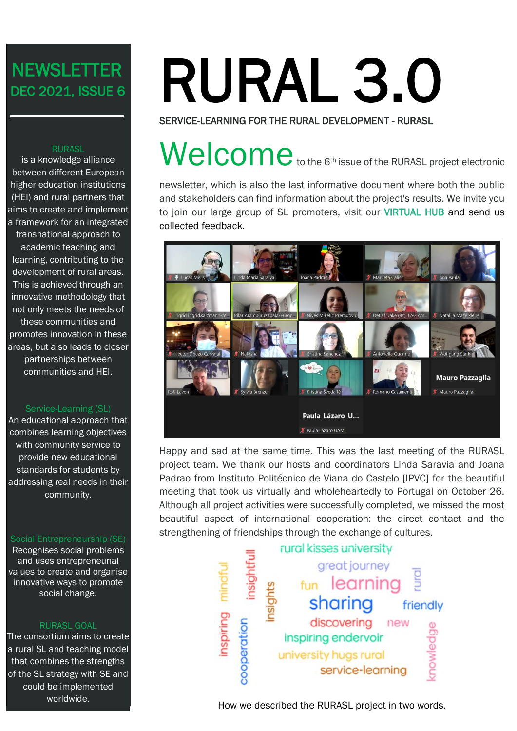# NEWSLETTER
## DEC 2021, ISSUE 6

**RURASL**
is a knowledge alliance between different European higher education institutions (HEI) and rural partners that aims to create and implement a framework for an integrated transnational approach to academic teaching and learning, contributing to the development of rural areas. This is achieved through an innovative methodology that not only meets the needs of these communities and promotes innovation in these areas, but also leads to closer partnerships between communities and HEI.

**Service-Learning (SL)**
An educational approach that combines learning objectives with community service to provide new educational standards for students by addressing real needs in their community.

**Social Entrepreneurship (SE)**
Recognises social problems and uses entrepreneurial values to create and organise innovative ways to promote social change.

**RURASL GOAL**
The consortium aims to create a rural SL and teaching model that combines the strengths of the SL strategy with SE and could be implemented worldwide.

# RURAL 3.0

SERVICE-LEARNING FOR THE RURAL DEVELOPMENT - RURASL

## Welcome

to the 6th issue of the RURASL project electronic newsletter, which is also the last informative document where both the public and stakeholders can find information about the project's results. We invite you to join our large group of SL promoters, visit our VIRTUAL HUB and send us collected feedback.

Happy and sad at the same time. This was the last meeting of the RURASL project team. We thank our hosts and coordinators Linda Saravia and Joana Padrao from Instituto Politécnico de Viana do Castelo [IPVC] for the beautiful meeting that took us virtually and wholeheartedly to Portugal on October 26. Although all project activities were successfully completed, we missed the most beautiful aspect of international cooperation: the direct contact and the strengthening of friendships through the exchange of cultures.

How we described the RURASL project in two words.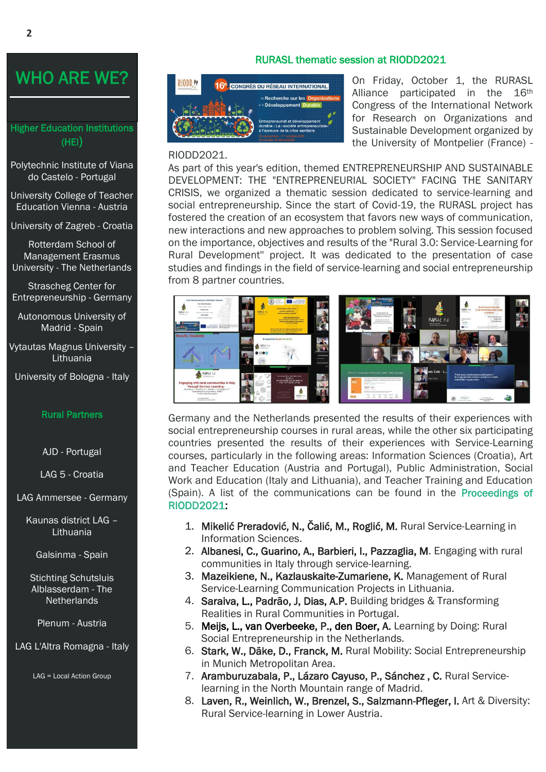## WHO ARE WE?

### Higher Education Institutions (HEI)

Polytechnic Institute of Viana do Castelo - Portugal

University College of Teacher Education Vienna - Austria

University of Zagreb - Croatia

Rotterdam School of Management Erasmus University - The Netherlands

Strascheg Center for Entrepreneurship - Germany

Autonomous University of Madrid - Spain

Vytautas Magnus University – Lithuania

University of Bologna - Italy

### Rural Partners

AJD - Portugal

LAG 5 - Croatia

LAG Ammersee - Germany

Kaunas district LAG – Lithuania

Galsinma - Spain

Stichting Schutsluis Alblasserdam - The Netherlands

Plenum - Austria

LAG L'Altra Romagna - Italy

LAG = Local Action Group

## RURASL thematic session at RIODD2021

On Friday, October 1, the RURASL Alliance participated in the 16th Congress of the International Network for Research on Organizations and Sustainable Development organized by the University of Montpelier (France) - RIODD2021.

As part of this year's edition, themed ENTREPRENEURSHIP AND SUSTAINABLE DEVELOPMENT: THE "ENTREPRENEURIAL SOCIETY" FACING THE SANITARY CRISIS, we organized a thematic session dedicated to service-learning and social entrepreneurship. Since the start of Covid-19, the RURASL project has fostered the creation of an ecosystem that favors new ways of communication, new interactions and new approaches to problem solving. This session focused on the importance, objectives and results of the "Rural 3.0: Service-Learning for Rural Development" project. It was dedicated to the presentation of case studies and findings in the field of service-learning and social entrepreneurship from 8 partner countries.

Germany and the Netherlands presented the results of their experiences with social entrepreneurship courses in rural areas, while the other six participating countries presented the results of their experiences with Service-Learning courses, particularly in the following areas: Information Sciences (Croatia), Art and Teacher Education (Austria and Portugal), Public Administration, Social Work and Education (Italy and Lithuania), and Teacher Training and Education (Spain). A list of the communications can be found in the Proceedings of RIODD2021:

1. **Mikelić Preradović, N., Čalić, M., Roglić, M.** Rural Service-Learning in Information Sciences.
2. **Albanesi, C., Guarino, A., Barbieri, I., Pazzaglia, M.** Engaging with rural communities in Italy through service-learning.
3. **Mazeikiene, N., Kazlauskaite-Zumariene, K.** Management of Rural Service-Learning Communication Projects in Lithuania.
4. **Saraiva, L., Padrão, J, Dias, A.P.** Building bridges & Transforming Realities in Rural Communities in Portugal.
5. **Meijs, L., van Overbeeke, P., den Boer, A.** Learning by Doing: Rural Social Entrepreneurship in the Netherlands.
6. **Stark, W., Däke, D., Franck, M.** Rural Mobility: Social Entrepreneurship in Munich Metropolitan Area.
7. **Aramburuzabala, P., Lázaro Cayuso, P., Sánchez , C.** Rural Service-learning in the North Mountain range of Madrid.
8. **Laven, R., Weinlich, W., Brenzel, S., Salzmann-Pfleger, I.** Art & Diversity: Rural Service-learning in Lower Austria.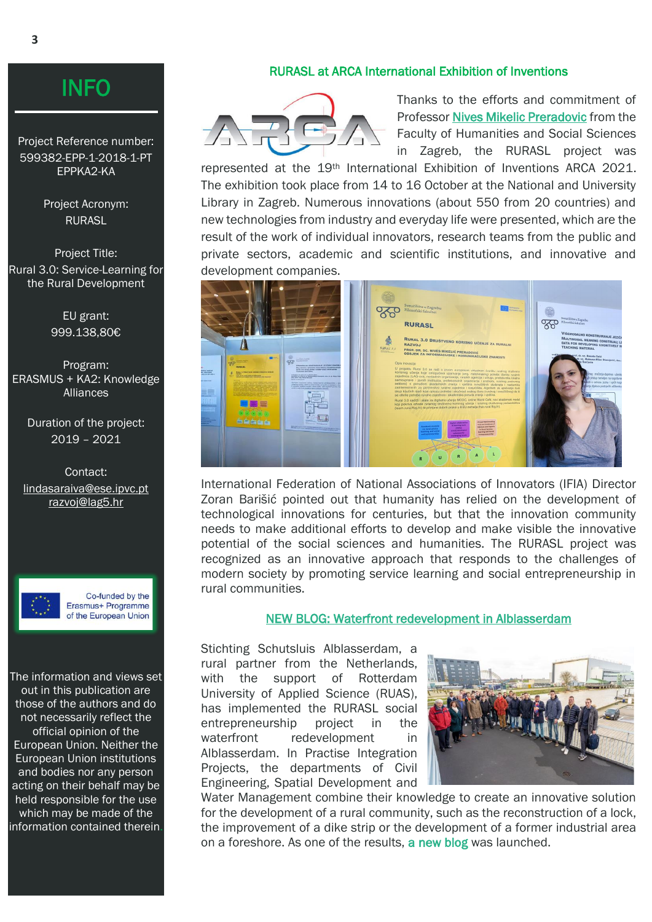## INFO

Project Reference number: 599382-EPP-1-2018-1-PT EPPKA2-KA

Project Acronym: RURASL

Project Title: Rural 3.0: Service-Learning for the Rural Development

EU grant: 999.138,80€

Program: ERASMUS + KA2: Knowledge Alliances

Duration of the project: 2019 – 2021

Contact:
lindasaraiva@ese.ipvc.pt
razvoj@lag5.hr

Co-funded by the Erasmus+ Programme of the European Union

The information and views set out in this publication are those of the authors and do not necessarily reflect the official opinion of the European Union. Neither the European Union institutions and bodies nor any person acting on their behalf may be held responsible for the use which may be made of the information contained therein.

## RURASL at ARCA International Exhibition of Inventions

Thanks to the efforts and commitment of Professor Nives Mikelic Preradovic from the Faculty of Humanities and Social Sciences in Zagreb, the RURASL project was represented at the 19th International Exhibition of Inventions ARCA 2021. The exhibition took place from 14 to 16 October at the National and University Library in Zagreb. Numerous innovations (about 550 from 20 countries) and new technologies from industry and everyday life were presented, which are the result of the work of individual innovators, research teams from the public and private sectors, academic and scientific institutions, and innovative and development companies.

International Federation of National Associations of Innovators (IFIA) Director Zoran Barišić pointed out that humanity has relied on the development of technological innovations for centuries, but that the innovation community needs to make additional efforts to develop and make visible the innovative potential of the social sciences and humanities. The RURASL project was recognized as an innovative approach that responds to the challenges of modern society by promoting service learning and social entrepreneurship in rural communities.

## NEW BLOG: Waterfront redevelopment in Alblasserdam

Stichting Schutsluis Alblasserdam, a rural partner from the Netherlands, with the support of Rotterdam University of Applied Science (RUAS), has implemented the RURASL social entrepreneurship project in the waterfront redevelopment in Alblasserdam. In Practise Integration Projects, the departments of Civil Engineering, Spatial Development and Water Management combine their knowledge to create an innovative solution for the development of a rural community, such as the reconstruction of a lock, the improvement of a dike strip or the development of a former industrial area on a foreshore. As one of the results, a new blog was launched.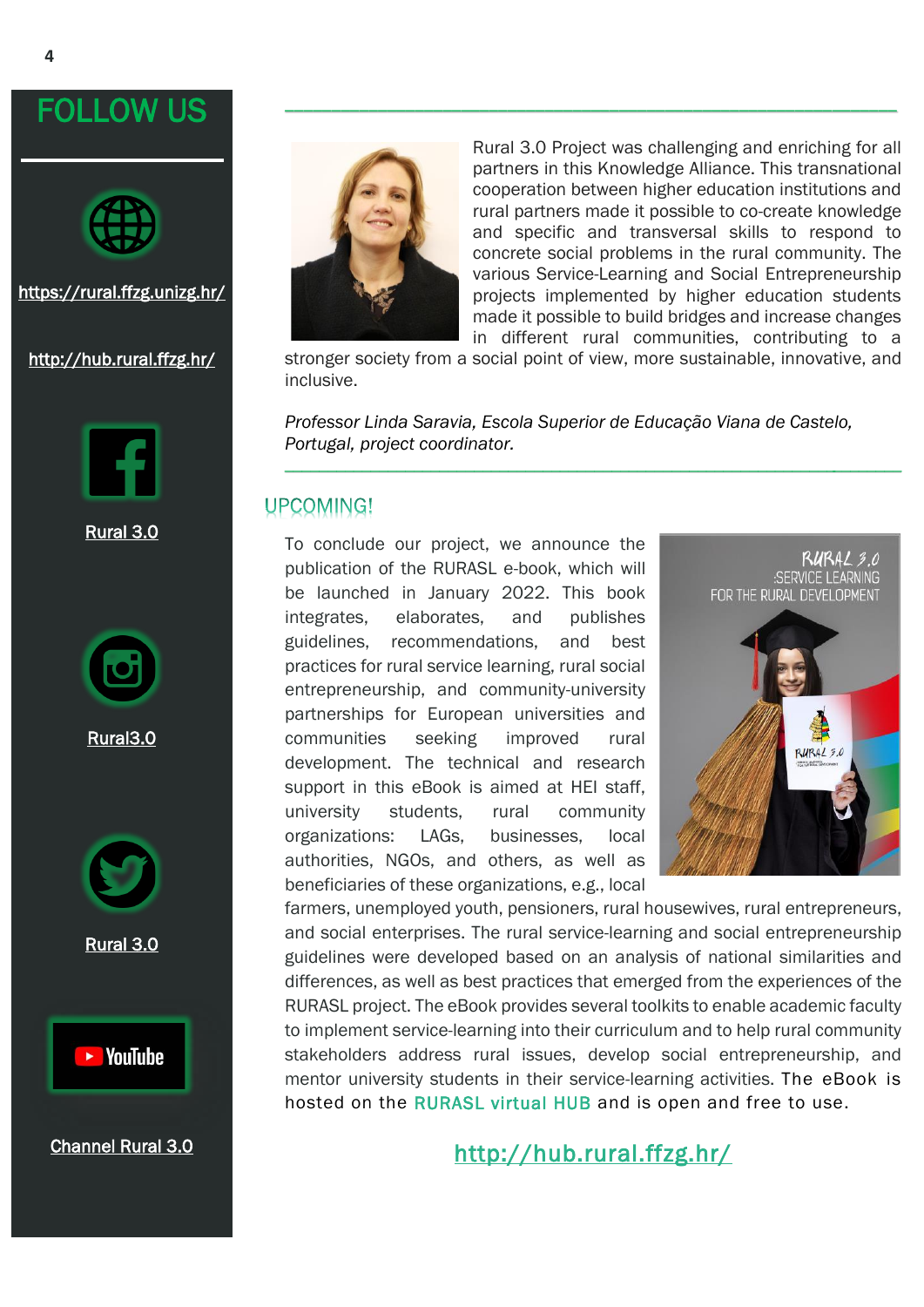## FOLLOW US

https://rural.ffzg.unizg.hr/

http://hub.rural.ffzg.hr/

Rural 3.0

Rural3.0

Rural 3.0

Channel Rural 3.0

---

Rural 3.0 Project was challenging and enriching for all partners in this Knowledge Alliance. This transnational cooperation between higher education institutions and rural partners made it possible to co-create knowledge and specific and transversal skills to respond to concrete social problems in the rural community. The various Service-Learning and Social Entrepreneurship projects implemented by higher education students made it possible to build bridges and increase changes in different rural communities, contributing to a stronger society from a social point of view, more sustainable, innovative, and inclusive.

*Professor Linda Saravia, Escola Superior de Educação Viana de Castelo, Portugal, project coordinator.*

---

## UPCOMING!

To conclude our project, we announce the publication of the RURASL e-book, which will be launched in January 2022. This book integrates, elaborates, and publishes guidelines, recommendations, and best practices for rural service learning, rural social entrepreneurship, and community-university partnerships for European universities and communities seeking improved rural development. The technical and research support in this eBook is aimed at HEI staff, university students, rural community organizations: LAGs, businesses, local authorities, NGOs, and others, as well as beneficiaries of these organizations, e.g., local farmers, unemployed youth, pensioners, rural housewives, rural entrepreneurs, and social enterprises. The rural service-learning and social entrepreneurship guidelines were developed based on an analysis of national similarities and differences, as well as best practices that emerged from the experiences of the RURASL project. The eBook provides several toolkits to enable academic faculty to implement service-learning into their curriculum and to help rural community stakeholders address rural issues, develop social entrepreneurship, and mentor university students in their service-learning activities. The eBook is hosted on the RURASL virtual HUB and is open and free to use.

RURAL 3.0 :SERVICE LEARNING FOR THE RURAL DEVELOPMENT

http://hub.rural.ffzg.hr/